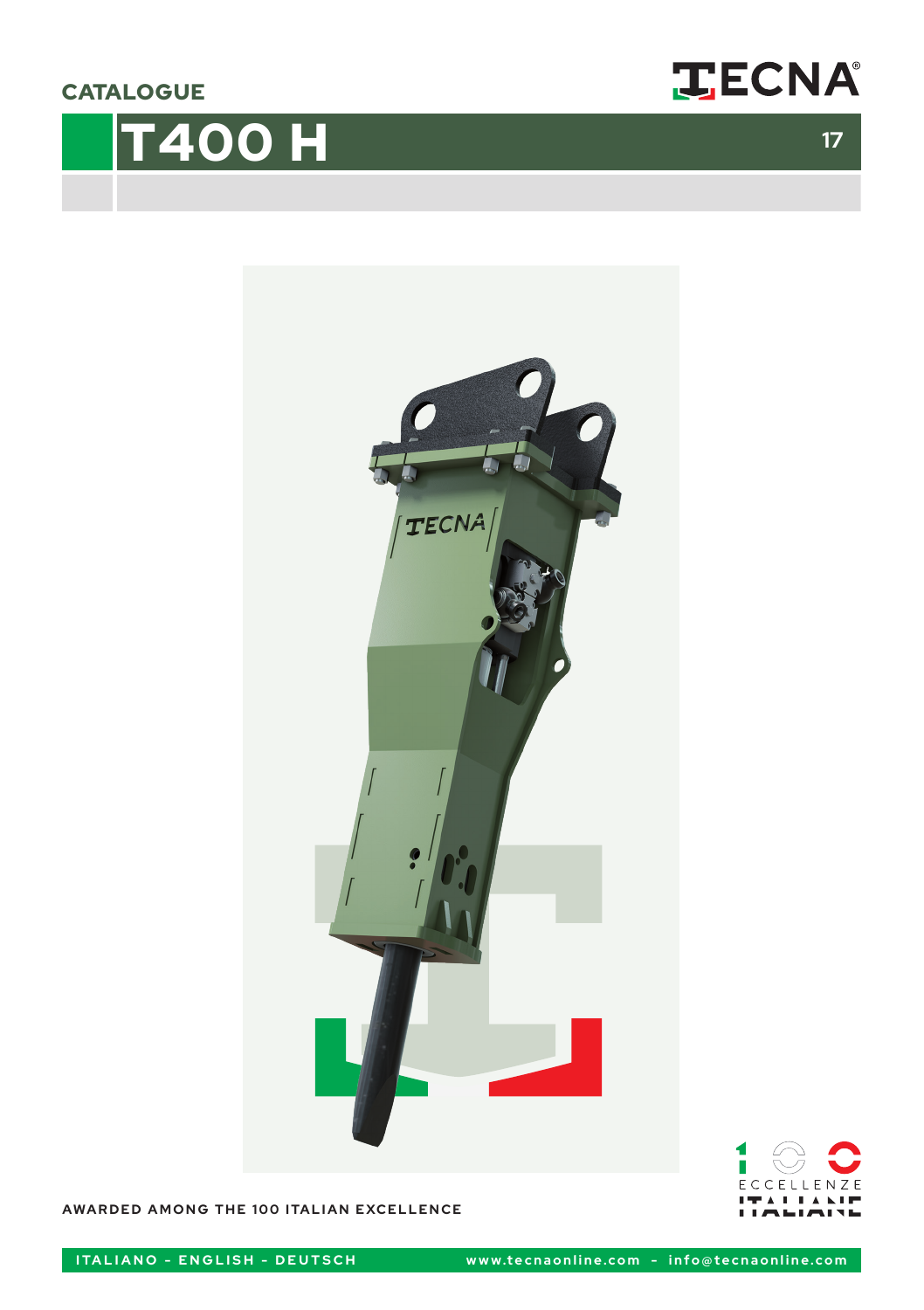CATALOGUE

# T400 H

AWARDED AMONG THE 100 ITALIAN EXCELLENCE

ECCELLENZE ITALIANE

ITALIANO - ENGLISH - DEUTSCH

www.tecnaonline.com - info@tecnaonline.com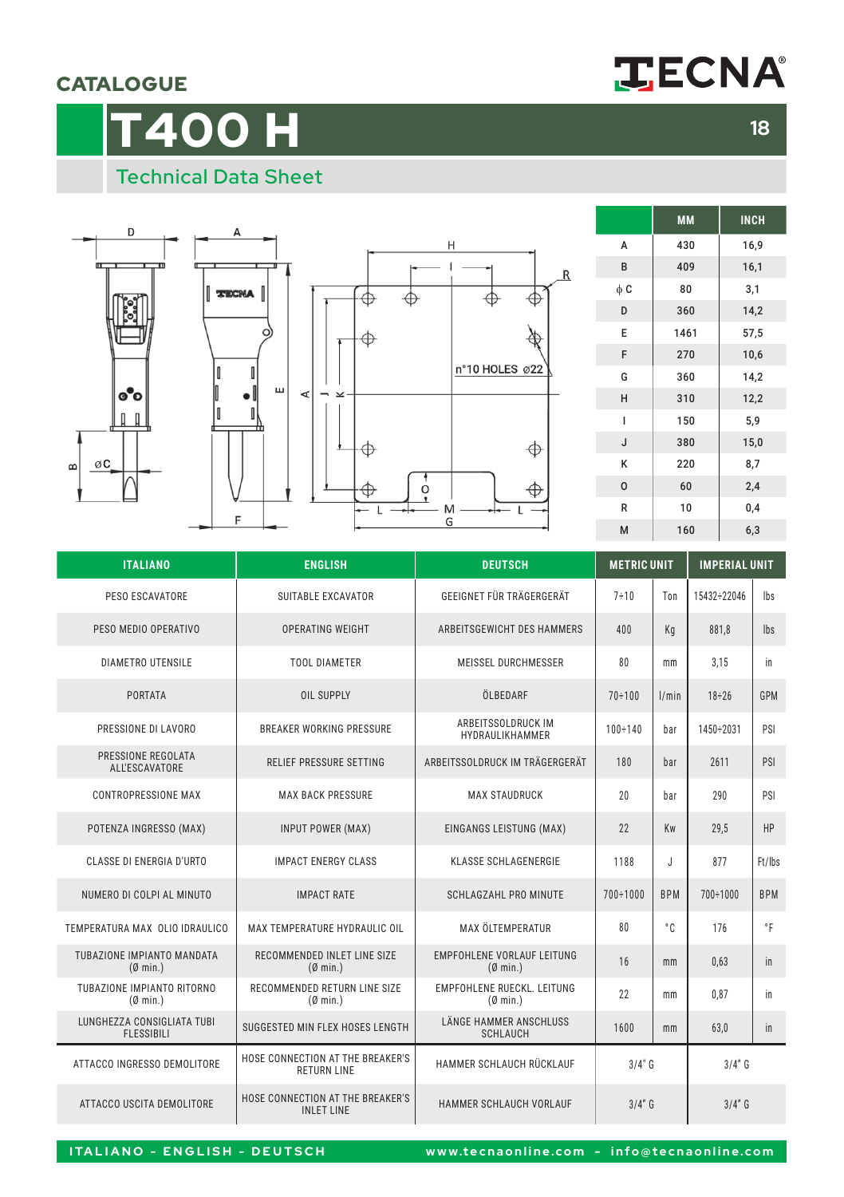CATALOGUE

TECNA

# T400 H

## Technical Data Sheet

D A H I R

n°10 HOLES ⌀22

B ⌀C E A J K O L M L G F

| | MM | INCH |
|---|---|---|
| A | 430 | 16,9 |
| B | 409 | 16,1 |
| ϕ C | 80 | 3,1 |
| D | 360 | 14,2 |
| E | 1461 | 57,5 |
| F | 270 | 10,6 |
| G | 360 | 14,2 |
| H | 310 | 12,2 |
| I | 150 | 5,9 |
| J | 380 | 15,0 |
| K | 220 | 8,7 |
| O | 60 | 2,4 |
| R | 10 | 0,4 |
| M | 160 | 6,3 |

| ITALIANO | ENGLISH | DEUTSCH | METRIC UNIT | | IMPERIAL UNIT | |
|---|---|---|---|---|---|---|
| PESO ESCAVATORE | SUITABLE EXCAVATOR | GEEIGNET FÜR TRÄGERGERÄT | 7÷10 | Ton | 15432÷22046 | lbs |
| PESO MEDIO OPERATIVO | OPERATING WEIGHT | ARBEITSGEWICHT DES HAMMERS | 400 | Kg | 881,8 | lbs |
| DIAMETRO UTENSILE | TOOL DIAMETER | MEISSEL DURCHMESSER | 80 | mm | 3,15 | in |
| PORTATA | OIL SUPPLY | ÖLBEDARF | 70÷100 | l/min | 18÷26 | GPM |
| PRESSIONE DI LAVORO | BREAKER WORKING PRESSURE | ARBEITSSOLDRUCK IM HYDRAULIKHAMMER | 100÷140 | bar | 1450÷2031 | PSI |
| PRESSIONE REGOLATA ALL'ESCAVATORE | RELIEF PRESSURE SETTING | ARBEITSSOLDRUCK IM TRÄGERGERÄT | 180 | bar | 2611 | PSI |
| CONTROPRESSIONE MAX | MAX BACK PRESSURE | MAX STAUDRUCK | 20 | bar | 290 | PSI |
| POTENZA INGRESSO (MAX) | INPUT POWER (MAX) | EINGANGS LEISTUNG (MAX) | 22 | Kw | 29,5 | HP |
| CLASSE DI ENERGIA D'URTO | IMPACT ENERGY CLASS | KLASSE SCHLAGENERGIE | 1188 | J | 877 | Ft/lbs |
| NUMERO DI COLPI AL MINUTO | IMPACT RATE | SCHLAGZAHL PRO MINUTE | 700÷1000 | BPM | 700÷1000 | BPM |
| TEMPERATURA MAX OLIO IDRAULICO | MAX TEMPERATURE HYDRAULIC OIL | MAX ÖLTEMPERATUR | 80 | °C | 176 | °F |
| TUBAZIONE IMPIANTO MANDATA (Ø min.) | RECOMMENDED INLET LINE SIZE (Ø min.) | EMPFOHLENE VORLAUF LEITUNG (Ø min.) | 16 | mm | 0,63 | in |
| TUBAZIONE IMPIANTO RITORNO (Ø min.) | RECOMMENDED RETURN LINE SIZE (Ø min.) | EMPFOHLENE RUECKL. LEITUNG (Ø min.) | 22 | mm | 0,87 | in |
| LUNGHEZZA CONSIGLIATA TUBI FLESSIBILI | SUGGESTED MIN FLEX HOSES LENGTH | LÄNGE HAMMER ANSCHLUSS SCHLAUCH | 1600 | mm | 63,0 | in |
| ATTACCO INGRESSO DEMOLITORE | HOSE CONNECTION AT THE BREAKER'S RETURN LINE | HAMMER SCHLAUCH RÜCKLAUF | 3/4" G | | 3/4" G | |
| ATTACCO USCITA DEMOLITORE | HOSE CONNECTION AT THE BREAKER'S INLET LINE | HAMMER SCHLAUCH VORLAUF | 3/4" G | | 3/4" G | |

ITALIANO - ENGLISH - DEUTSCH

www.tecnaonline.com - info@tecnaonline.com